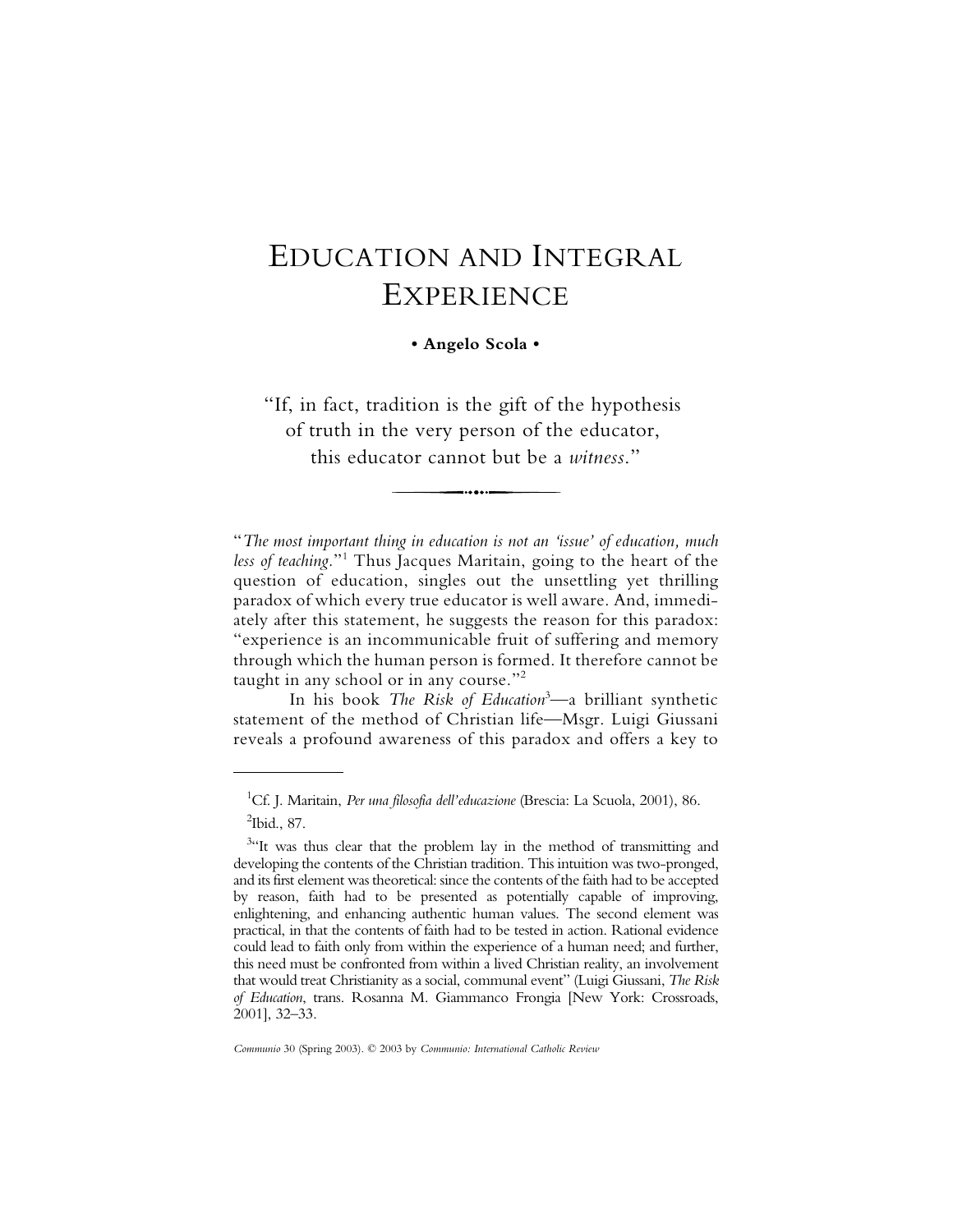# EDUCATION AND INTEGRAL EXPERIENCE

**• Angelo Scola •**

"If, in fact, tradition is the gift of the hypothesis of truth in the very person of the educator, this educator cannot but be a *witness*."

"*The most important thing in education is not an 'issue' of education, much less of teaching*."[1] Thus Jacques Maritain, going to the heart of the question of education, singles out the unsettling yet thrilling paradox of which every true educator is well aware. And, immediately after this statement, he suggests the reason for this paradox: "experience is an incommunicable fruit of suffering and memory through which the human person is formed. It therefore cannot be taught in any school or in any course."[2]

In his book *The Risk of Education*[3]—a brilliant synthetic statement of the method of Christian life—Msgr. Luigi Giussani reveals a profound awareness of this paradox and offers a key to

---

[1] Cf. J. Maritain, *Per una filosofia dell'educazione* (Brescia: La Scuola, 2001), 86.

[2] Ibid., 87.

[3] "It was thus clear that the problem lay in the method of transmitting and developing the contents of the Christian tradition. This intuition was two-pronged, and its first element was theoretical: since the contents of the faith had to be accepted by reason, faith had to be presented as potentially capable of improving, enlightening, and enhancing authentic human values. The second element was practical, in that the contents of faith had to be tested in action. Rational evidence could lead to faith only from within the experience of a human need; and further, this need must be confronted from within a lived Christian reality, an involvement that would treat Christianity as a social, communal event" (Luigi Giussani, *The Risk of Education*, trans. Rosanna M. Giammanco Frongia [New York: Crossroads, 2001], 32–33.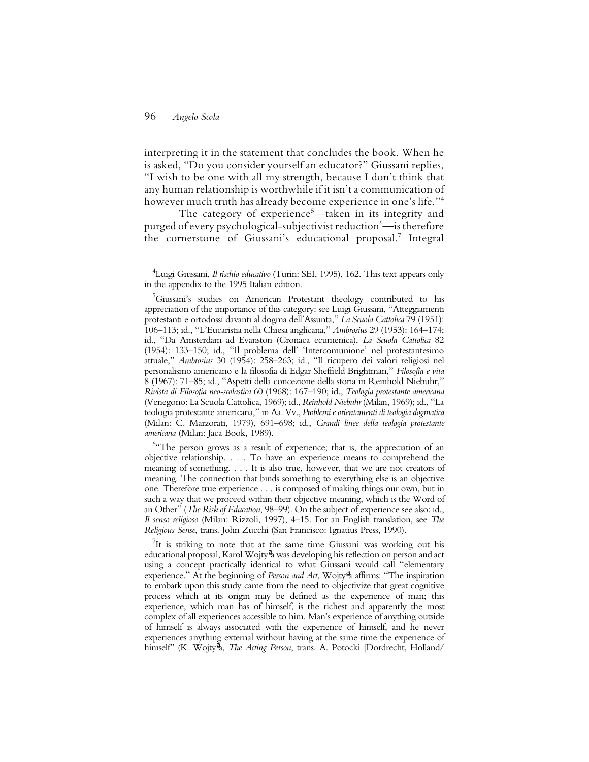interpreting it in the statement that concludes the book. When he is asked, "Do you consider yourself an educator?" Giussani replies, "I wish to be one with all my strength, because I don't think that any human relationship is worthwhile if it isn't a communication of however much truth has already become experience in one's life."[4]

The category of experience[5]—taken in its integrity and purged of every psychological-subjectivist reduction[6]—is therefore the cornerstone of Giussani's educational proposal.[7] Integral

---

[4]Luigi Giussani, *Il rischio educativo* (Turin: SEI, 1995), 162. This text appears only in the appendix to the 1995 Italian edition.

[5]Giussani's studies on American Protestant theology contributed to his appreciation of the importance of this category: see Luigi Giussani, "Atteggiamenti protestanti e ortodossi davanti al dogma dell'Assunta," *La Scuola Cattolica* 79 (1951): 106–113; id., "L'Eucaristia nella Chiesa anglicana," *Ambrosius* 29 (1953): 164–174; id., "Da Amsterdam ad Evanston (Cronaca ecumenica), *La Scuola Cattolica* 82 (1954): 133–150; id., "Il problema dell' 'Intercomunione' nel protestantesimo attuale," *Ambrosius* 30 (1954): 258–263; id., "Il ricupero dei valori religiosi nel personalismo americano e la filosofia di Edgar Sheffield Brightman," *Filosofia e vita* 8 (1967): 71–85; id., "Aspetti della concezione della storia in Reinhold Niebuhr," *Rivista di Filosofia neo-scolastica* 60 (1968): 167–190; id., *Teologia protestante americana* (Venegono: La Scuola Cattolica, 1969); id., *Reinhold Niebuhr* (Milan, 1969); id., "La teologia protestante americana," in Aa. Vv., *Problemi e orientamenti di teologia dogmatica* (Milan: C. Marzorati, 1979), 691–698; id., *Grandi linee della teologia protestante americana* (Milan: Jaca Book, 1989).

[6]"The person grows as a result of experience; that is, the appreciation of an objective relationship. . . . To have an experience means to comprehend the meaning of something. . . . It is also true, however, that we are not creators of meaning. The connection that binds something to everything else is an objective one. Therefore true experience . . . is composed of making things our own, but in such a way that we proceed within their objective meaning, which is the Word of an Other" (*The Risk of Education*, 98–99). On the subject of experience see also: id., *Il senso religioso* (Milan: Rizzoli, 1997), 4–15. For an English translation, see *The Religious Sense*, trans. John Zucchi (San Francisco: Ignatius Press, 1990).

[7]It is striking to note that at the same time Giussani was working out his educational proposal, Karol Wojtyła was developing his reflection on person and act using a concept practically identical to what Giussani would call "elementary experience." At the beginning of *Person and Act*, Wojtyła affirms: "The inspiration to embark upon this study came from the need to objectivize that great cognitive process which at its origin may be defined as the experience of man; this experience, which man has of himself, is the richest and apparently the most complex of all experiences accessible to him. Man's experience of anything outside of himself is always associated with the experience of himself, and he never experiences anything external without having at the same time the experience of himself" (K. Wojtyła, *The Acting Person*, trans. A. Potocki [Dordrecht, Holland/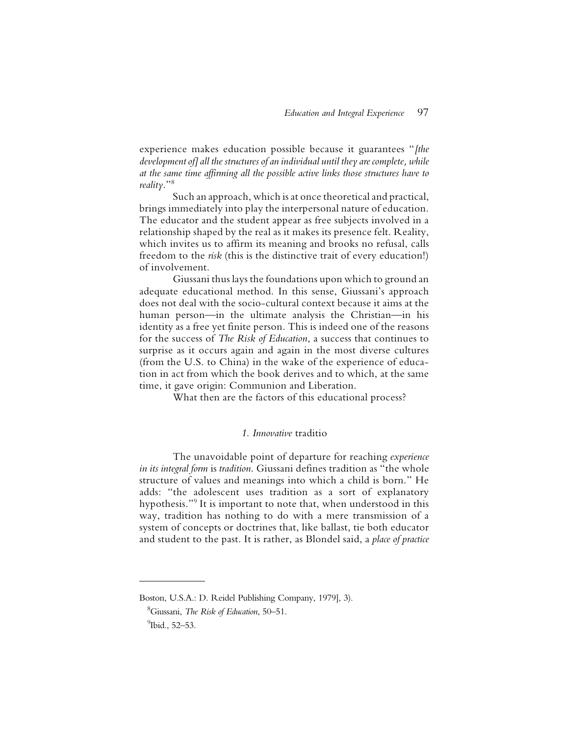experience makes education possible because it guarantees "*[the development of] all the structures of an individual until they are complete, while at the same time affirming all the possible active links those structures have to reality*."[8]

Such an approach, which is at once theoretical and practical, brings immediately into play the interpersonal nature of education. The educator and the student appear as free subjects involved in a relationship shaped by the real as it makes its presence felt. Reality, which invites us to affirm its meaning and brooks no refusal, calls freedom to the *risk* (this is the distinctive trait of every education!) of involvement.

Giussani thus lays the foundations upon which to ground an adequate educational method. In this sense, Giussani's approach does not deal with the socio-cultural context because it aims at the human person—in the ultimate analysis the Christian—in his identity as a free yet finite person. This is indeed one of the reasons for the success of *The Risk of Education*, a success that continues to surprise as it occurs again and again in the most diverse cultures (from the U.S. to China) in the wake of the experience of education in act from which the book derives and to which, at the same time, it gave origin: Communion and Liberation.

What then are the factors of this educational process?

### 1. *Innovative* traditio

The unavoidable point of departure for reaching *experience in its integral form* is *tradition*. Giussani defines tradition as "the whole structure of values and meanings into which a child is born." He adds: "the adolescent uses tradition as a sort of explanatory hypothesis."[9] It is important to note that, when understood in this way, tradition has nothing to do with a mere transmission of a system of concepts or doctrines that, like ballast, tie both educator and student to the past. It is rather, as Blondel said, a *place of practice*

---

Boston, U.S.A.: D. Reidel Publishing Company, 1979], 3).

[8] Giussani, *The Risk of Education*, 50–51.

[9] Ibid., 52–53.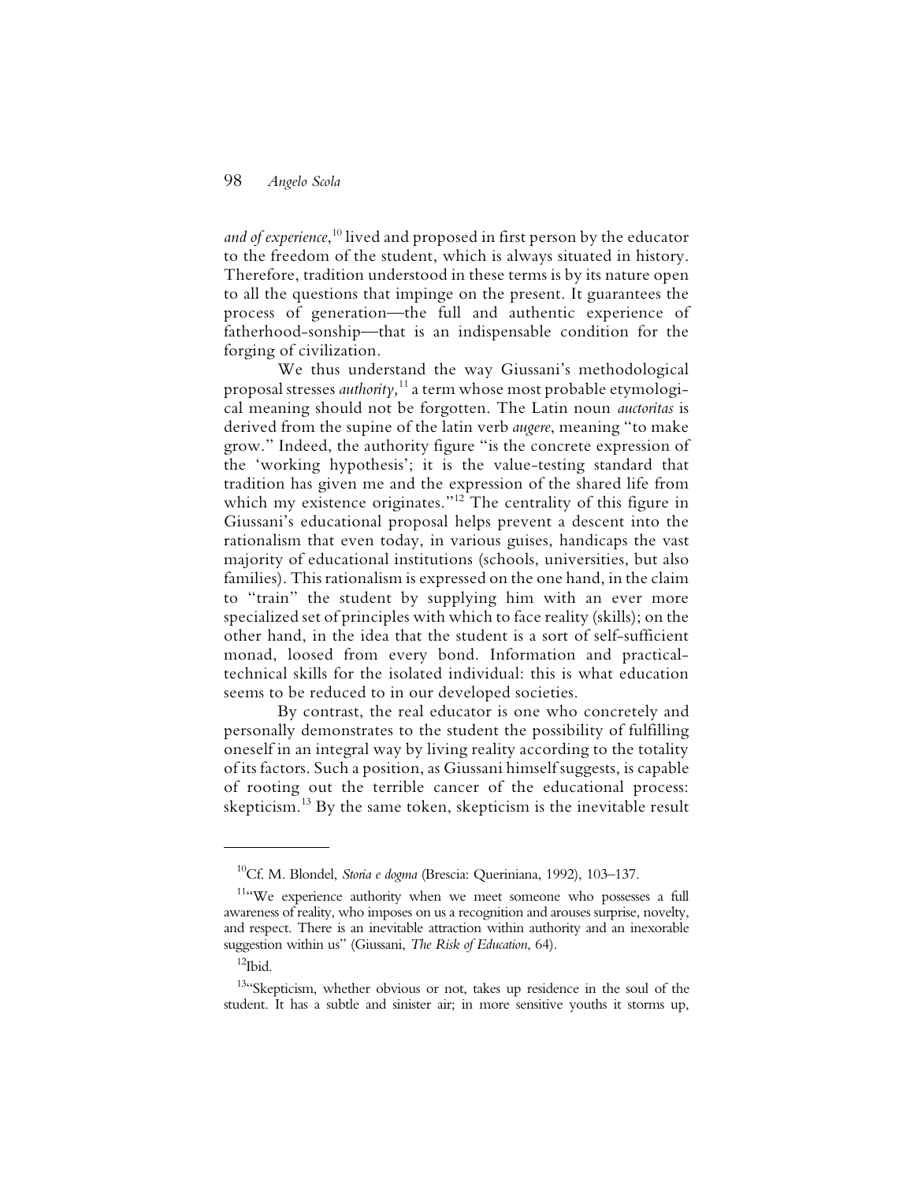*and of experience*,[10] lived and proposed in first person by the educator to the freedom of the student, which is always situated in history. Therefore, tradition understood in these terms is by its nature open to all the questions that impinge on the present. It guarantees the process of generation—the full and authentic experience of fatherhood-sonship—that is an indispensable condition for the forging of civilization.

We thus understand the way Giussani's methodological proposal stresses *authority*,[11] a term whose most probable etymological meaning should not be forgotten. The Latin noun *auctoritas* is derived from the supine of the latin verb *augere*, meaning "to make grow." Indeed, the authority figure "is the concrete expression of the 'working hypothesis'; it is the value-testing standard that tradition has given me and the expression of the shared life from which my existence originates."[12] The centrality of this figure in Giussani's educational proposal helps prevent a descent into the rationalism that even today, in various guises, handicaps the vast majority of educational institutions (schools, universities, but also families). This rationalism is expressed on the one hand, in the claim to "train" the student by supplying him with an ever more specialized set of principles with which to face reality (skills); on the other hand, in the idea that the student is a sort of self-sufficient monad, loosed from every bond. Information and practical-technical skills for the isolated individual: this is what education seems to be reduced to in our developed societies.

By contrast, the real educator is one who concretely and personally demonstrates to the student the possibility of fulfilling oneself in an integral way by living reality according to the totality of its factors. Such a position, as Giussani himself suggests, is capable of rooting out the terrible cancer of the educational process: skepticism.[13] By the same token, skepticism is the inevitable result

---

[10] Cf. M. Blondel, *Storia e dogma* (Brescia: Queriniana, 1992), 103–137.

[11] "We experience authority when we meet someone who possesses a full awareness of reality, who imposes on us a recognition and arouses surprise, novelty, and respect. There is an inevitable attraction within authority and an inexorable suggestion within us" (Giussani, *The Risk of Education*, 64).

[12] Ibid.

[13] "Skepticism, whether obvious or not, takes up residence in the soul of the student. It has a subtle and sinister air; in more sensitive youths it storms up,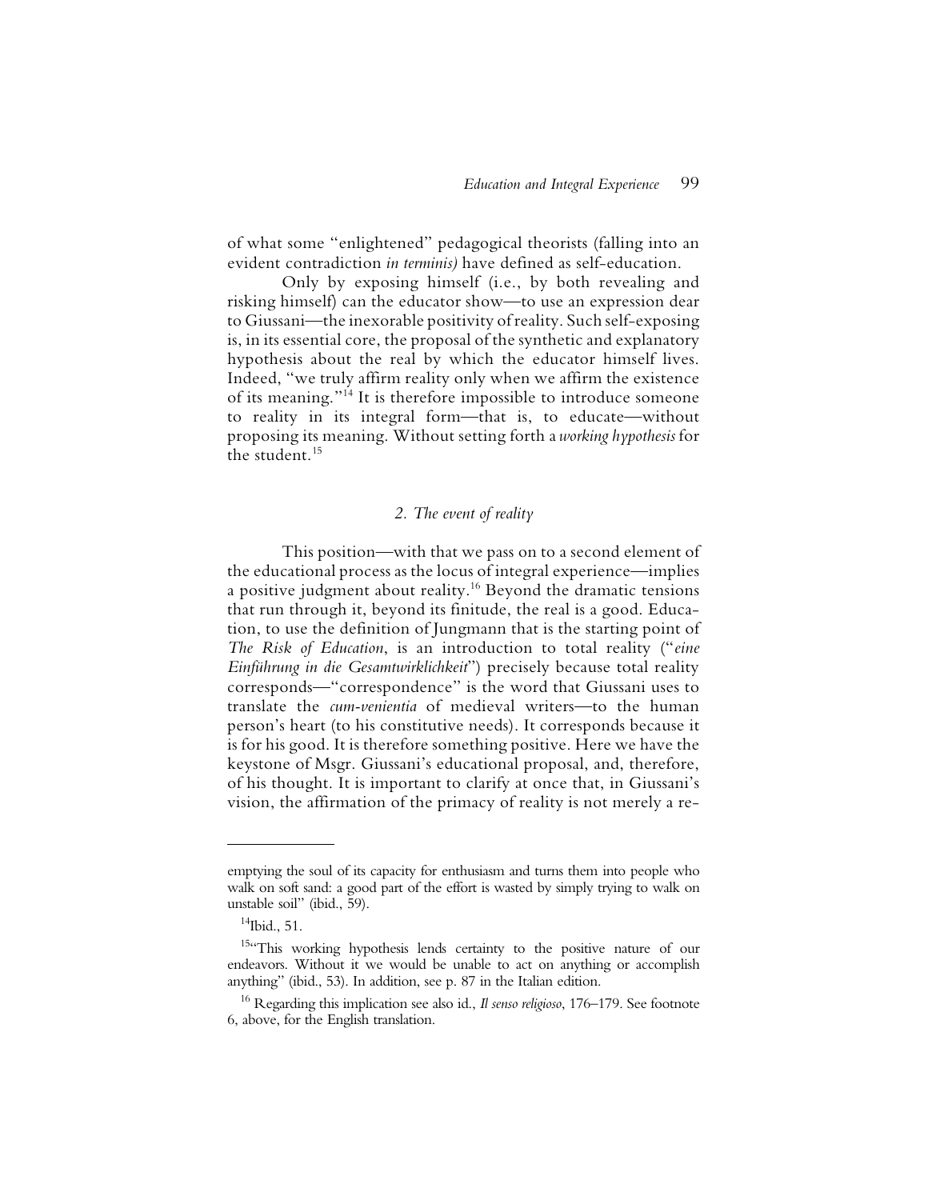of what some "enlightened" pedagogical theorists (falling into an evident contradiction *in terminis)* have defined as self-education.

Only by exposing himself (i.e., by both revealing and risking himself) can the educator show—to use an expression dear to Giussani—the inexorable positivity of reality. Such self-exposing is, in its essential core, the proposal of the synthetic and explanatory hypothesis about the real by which the educator himself lives. Indeed, "we truly affirm reality only when we affirm the existence of its meaning."[14] It is therefore impossible to introduce someone to reality in its integral form—that is, to educate—without proposing its meaning. Without setting forth a *working hypothesis* for the student.[15]

### *2. The event of reality*

This position—with that we pass on to a second element of the educational process as the locus of integral experience—implies a positive judgment about reality.[16] Beyond the dramatic tensions that run through it, beyond its finitude, the real is a good. Education, to use the definition of Jungmann that is the starting point of *The Risk of Education*, is an introduction to total reality ("*eine Einführung in die Gesamtwirklichkeit*") precisely because total reality corresponds—"correspondence" is the word that Giussani uses to translate the *cum-venientia* of medieval writers—to the human person's heart (to his constitutive needs). It corresponds because it is for his good. It is therefore something positive. Here we have the keystone of Msgr. Giussani's educational proposal, and, therefore, of his thought. It is important to clarify at once that, in Giussani's vision, the affirmation of the primacy of reality is not merely a re-

---

emptying the soul of its capacity for enthusiasm and turns them into people who walk on soft sand: a good part of the effort is wasted by simply trying to walk on unstable soil" (ibid., 59).

[14] Ibid., 51.

[15] "This working hypothesis lends certainty to the positive nature of our endeavors. Without it we would be unable to act on anything or accomplish anything" (ibid., 53). In addition, see p. 87 in the Italian edition.

[16] Regarding this implication see also id., *Il senso religioso*, 176–179. See footnote 6, above, for the English translation.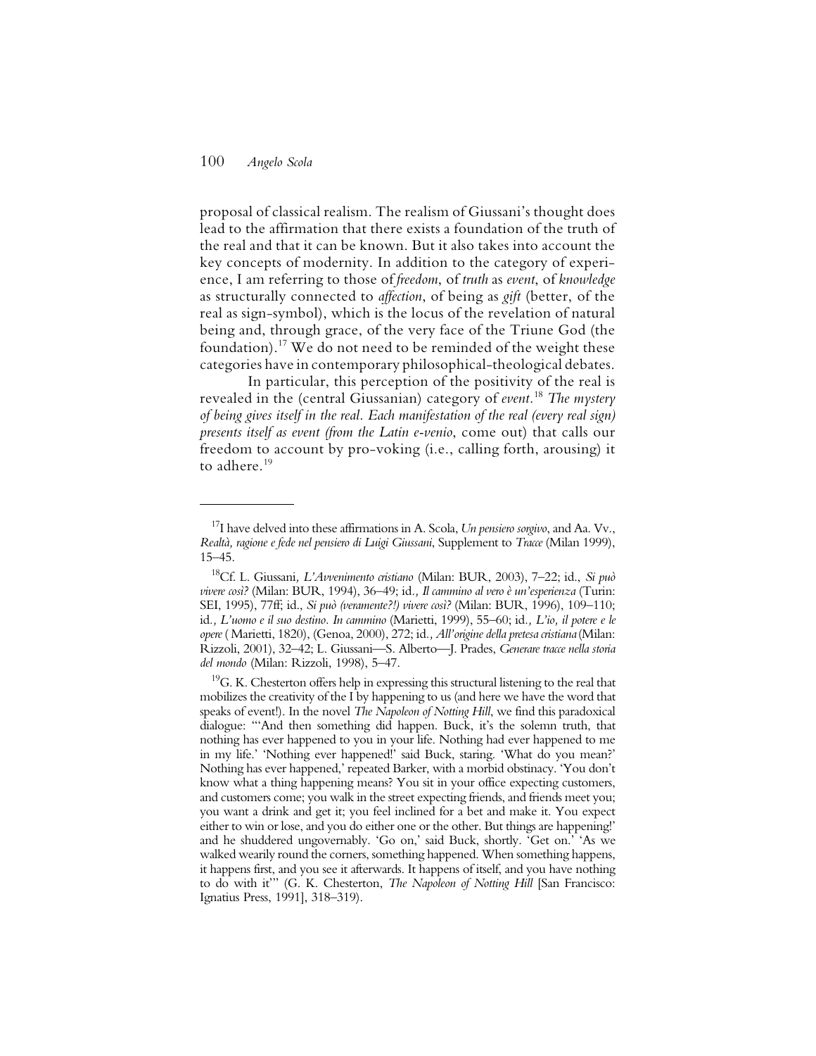proposal of classical realism. The realism of Giussani's thought does lead to the affirmation that there exists a foundation of the truth of the real and that it can be known. But it also takes into account the key concepts of modernity. In addition to the category of experience, I am referring to those of *freedom*, of *truth* as *event*, of *knowledge* as structurally connected to *affection*, of being as *gift* (better, of the real as sign-symbol), which is the locus of the revelation of natural being and, through grace, of the very face of the Triune God (the foundation).[17] We do not need to be reminded of the weight these categories have in contemporary philosophical-theological debates.

In particular, this perception of the positivity of the real is revealed in the (central Giussanian) category of *event*.[18] *The mystery of being gives itself in the real. Each manifestation of the real (every real sign) presents itself as event (from the Latin e-venio*, come out) that calls our freedom to account by pro-voking (i.e., calling forth, arousing) it to adhere.[19]

---

[17]I have delved into these affirmations in A. Scola, *Un pensiero sorgivo*, and Aa. Vv., *Realtà, ragione e fede nel pensiero di Luigi Giussani*, Supplement to *Tracce* (Milan 1999), 15–45.

[18]Cf. L. Giussani, *L'Avvenimento cristiano* (Milan: BUR, 2003), 7–22; id., *Si può vivere così?* (Milan: BUR, 1994), 36–49; id., *Il cammino al vero è un'esperienza* (Turin: SEI, 1995), 77ff; id., *Si può (veramente?!) vivere così?* (Milan: BUR, 1996), 109–110; id., *L'uomo e il suo destino. In cammino* (Marietti, 1999), 55–60; id., *L'io, il potere e le opere* ( Marietti, 1820), (Genoa, 2000), 272; id., *All'origine della pretesa cristiana* (Milan: Rizzoli, 2001), 32–42; L. Giussani—S. Alberto—J. Prades, *Generare tracce nella storia del mondo* (Milan: Rizzoli, 1998), 5–47.

[19]G. K. Chesterton offers help in expressing this structural listening to the real that mobilizes the creativity of the I by happening to us (and here we have the word that speaks of event!). In the novel *The Napoleon of Notting Hill*, we find this paradoxical dialogue: "'And then something did happen. Buck, it's the solemn truth, that nothing has ever happened to you in your life. Nothing had ever happened to me in my life.' 'Nothing ever happened!' said Buck, staring. 'What do you mean?' Nothing has ever happened,' repeated Barker, with a morbid obstinacy. 'You don't know what a thing happening means? You sit in your office expecting customers, and customers come; you walk in the street expecting friends, and friends meet you; you want a drink and get it; you feel inclined for a bet and make it. You expect either to win or lose, and you do either one or the other. But things are happening!' and he shuddered ungovernably. 'Go on,' said Buck, shortly. 'Get on.' 'As we walked wearily round the corners, something happened. When something happens, it happens first, and you see it afterwards. It happens of itself, and you have nothing to do with it'" (G. K. Chesterton, *The Napoleon of Notting Hill* [San Francisco: Ignatius Press, 1991], 318–319).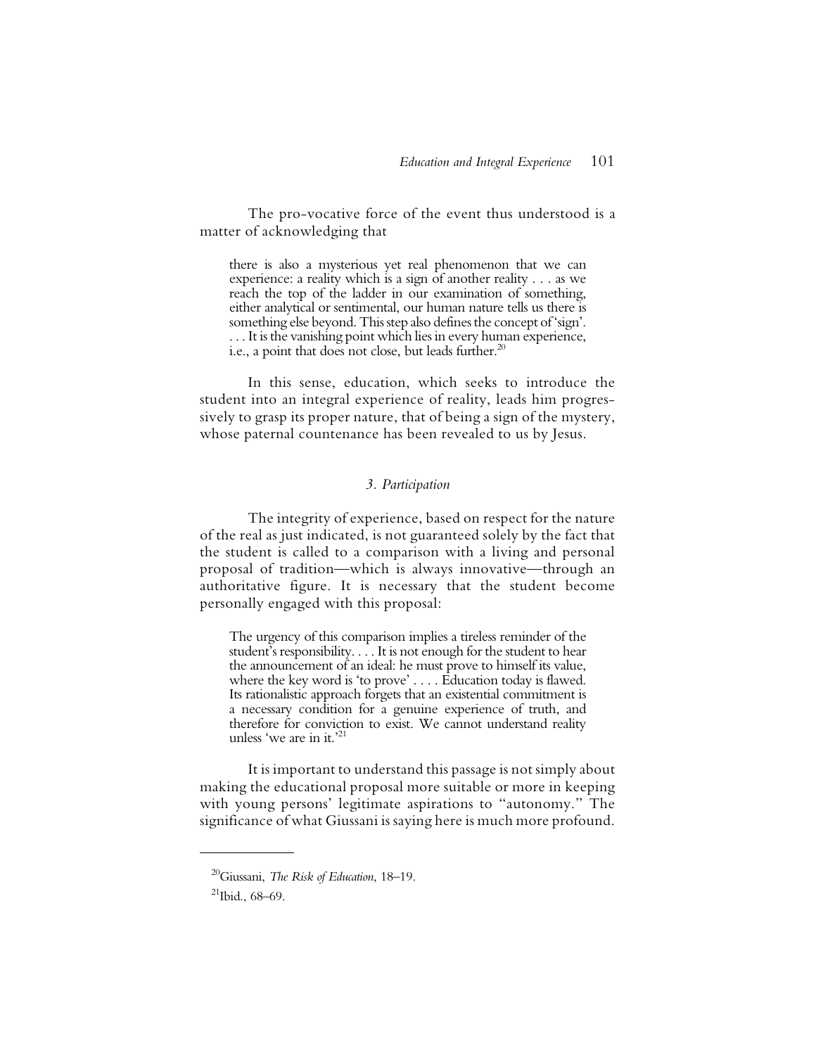The pro-vocative force of the event thus understood is a matter of acknowledging that

> there is also a mysterious yet real phenomenon that we can experience: a reality which is a sign of another reality . . . as we reach the top of the ladder in our examination of something, either analytical or sentimental, our human nature tells us there is something else beyond. This step also defines the concept of 'sign'. . . . It is the vanishing point which lies in every human experience, i.e., a point that does not close, but leads further.[20]

In this sense, education, which seeks to introduce the student into an integral experience of reality, leads him progressively to grasp its proper nature, that of being a sign of the mystery, whose paternal countenance has been revealed to us by Jesus.

### *3. Participation*

The integrity of experience, based on respect for the nature of the real as just indicated, is not guaranteed solely by the fact that the student is called to a comparison with a living and personal proposal of tradition—which is always innovative—through an authoritative figure. It is necessary that the student become personally engaged with this proposal:

> The urgency of this comparison implies a tireless reminder of the student's responsibility. . . . It is not enough for the student to hear the announcement of an ideal: he must prove to himself its value, where the key word is 'to prove' . . . . Education today is flawed. Its rationalistic approach forgets that an existential commitment is a necessary condition for a genuine experience of truth, and therefore for conviction to exist. We cannot understand reality unless 'we are in it.'[21]

It is important to understand this passage is not simply about making the educational proposal more suitable or more in keeping with young persons' legitimate aspirations to "autonomy." The significance of what Giussani is saying here is much more profound.

---

[20] Giussani, *The Risk of Education*, 18–19.

[21] Ibid., 68–69.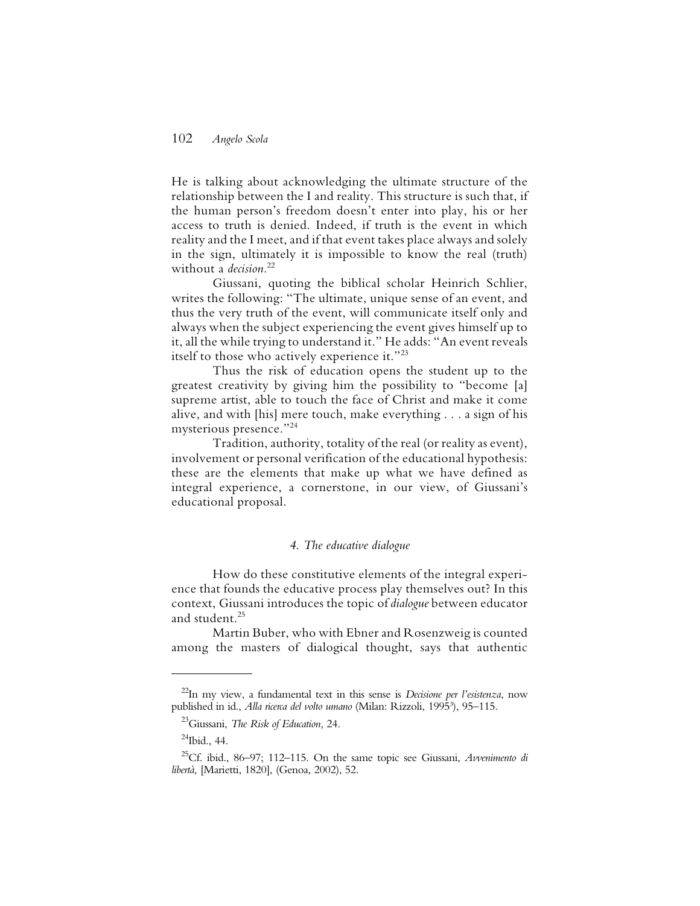He is talking about acknowledging the ultimate structure of the relationship between the I and reality. This structure is such that, if the human person's freedom doesn't enter into play, his or her access to truth is denied. Indeed, if truth is the event in which reality and the I meet, and if that event takes place always and solely in the sign, ultimately it is impossible to know the real (truth) without a *decision*.[22]

Giussani, quoting the biblical scholar Heinrich Schlier, writes the following: "The ultimate, unique sense of an event, and thus the very truth of the event, will communicate itself only and always when the subject experiencing the event gives himself up to it, all the while trying to understand it." He adds: "An event reveals itself to those who actively experience it."[23]

Thus the risk of education opens the student up to the greatest creativity by giving him the possibility to "become [a] supreme artist, able to touch the face of Christ and make it come alive, and with [his] mere touch, make everything . . . a sign of his mysterious presence."[24]

Tradition, authority, totality of the real (or reality as event), involvement or personal verification of the educational hypothesis: these are the elements that make up what we have defined as integral experience, a cornerstone, in our view, of Giussani's educational proposal.

## *4. The educative dialogue*

How do these constitutive elements of the integral experience that founds the educative process play themselves out? In this context, Giussani introduces the topic of *dialogue* between educator and student.[25]

Martin Buber, who with Ebner and Rosenzweig is counted among the masters of dialogical thought, says that authentic

---

[22] In my view, a fundamental text in this sense is *Decisione per l'esistenza*, now published in id., *Alla ricerca del volto umano* (Milan: Rizzoli, 1995[3]), 95–115.

[23] Giussani, *The Risk of Education,* 24.

[24] Ibid., 44.

[25] Cf. ibid., 86–97; 112–115. On the same topic see Giussani, *Avvenimento di libertà,* [Marietti, 1820], (Genoa, 2002), 52.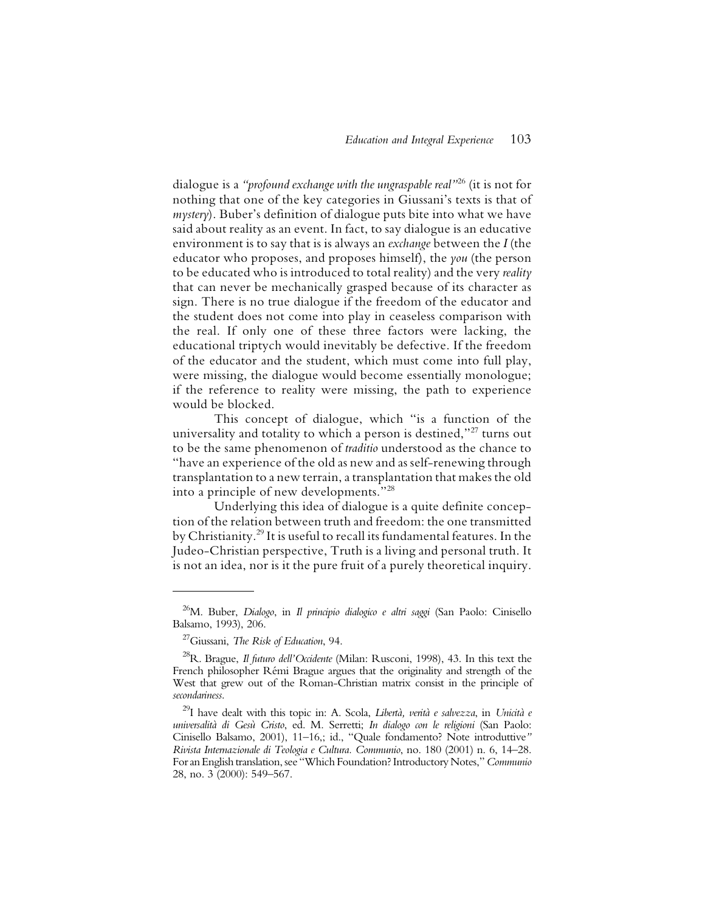dialogue is a *"profound exchange with the ungraspable real"*[26] (it is not for nothing that one of the key categories in Giussani's texts is that of *mystery*). Buber's definition of dialogue puts bite into what we have said about reality as an event. In fact, to say dialogue is an educative environment is to say that is is always an *exchange* between the *I* (the educator who proposes, and proposes himself), the *you* (the person to be educated who is introduced to total reality) and the very *reality* that can never be mechanically grasped because of its character as sign. There is no true dialogue if the freedom of the educator and the student does not come into play in ceaseless comparison with the real. If only one of these three factors were lacking, the educational triptych would inevitably be defective. If the freedom of the educator and the student, which must come into full play, were missing, the dialogue would become essentially monologue; if the reference to reality were missing, the path to experience would be blocked.

This concept of dialogue, which "is a function of the universality and totality to which a person is destined,"[27] turns out to be the same phenomenon of *traditio* understood as the chance to "have an experience of the old as new and as self-renewing through transplantation to a new terrain, a transplantation that makes the old into a principle of new developments."[28]

Underlying this idea of dialogue is a quite definite conception of the relation between truth and freedom: the one transmitted by Christianity.[29] It is useful to recall its fundamental features. In the Judeo-Christian perspective, Truth is a living and personal truth. It is not an idea, nor is it the pure fruit of a purely theoretical inquiry.

---

[26] M. Buber, *Dialogo*, in *Il principio dialogico e altri saggi* (San Paolo: Cinisello Balsamo, 1993), 206.

[27] Giussani, *The Risk of Education*, 94.

[28] R. Brague, *Il futuro dell'Occidente* (Milan: Rusconi, 1998), 43. In this text the French philosopher Rémi Brague argues that the originality and strength of the West that grew out of the Roman-Christian matrix consist in the principle of *secondariness*.

[29] I have dealt with this topic in: A. Scola, *Libertà, verità e salvezza*, in *Unicità e universalità di Gesù Cristo*, ed. M. Serretti; *In dialogo con le religioni* (San Paolo: Cinisello Balsamo, 2001), 11–16,; id., "Quale fondamento? Note introduttive" *Rivista Internazionale di Teologia e Cultura. Communio*, no. 180 (2001) n. 6, 14–28. For an English translation, see "Which Foundation? Introductory Notes," *Communio* 28, no. 3 (2000): 549–567.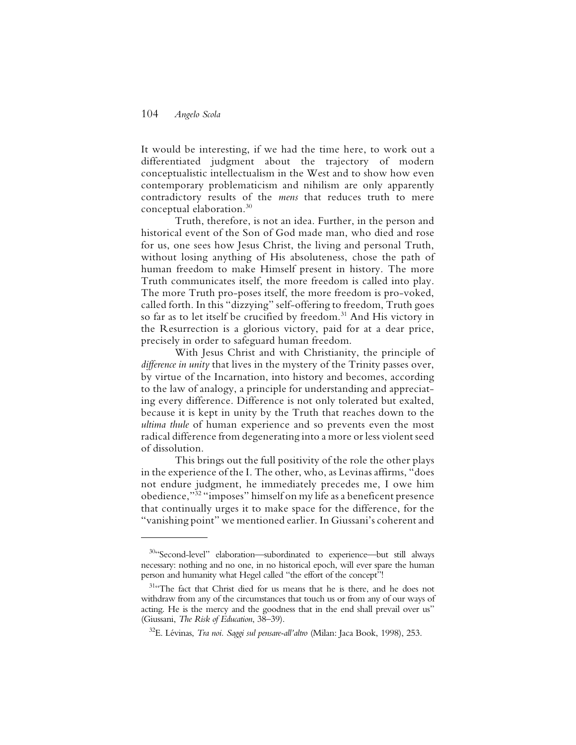It would be interesting, if we had the time here, to work out a differentiated judgment about the trajectory of modern conceptualistic intellectualism in the West and to show how even contemporary problematicism and nihilism are only apparently contradictory results of the *mens* that reduces truth to mere conceptual elaboration.[30]

Truth, therefore, is not an idea. Further, in the person and historical event of the Son of God made man, who died and rose for us, one sees how Jesus Christ, the living and personal Truth, without losing anything of His absoluteness, chose the path of human freedom to make Himself present in history. The more Truth communicates itself, the more freedom is called into play. The more Truth pro-poses itself, the more freedom is pro-voked, called forth. In this "dizzying" self-offering to freedom, Truth goes so far as to let itself be crucified by freedom.[31] And His victory in the Resurrection is a glorious victory, paid for at a dear price, precisely in order to safeguard human freedom.

With Jesus Christ and with Christianity, the principle of *difference in unity* that lives in the mystery of the Trinity passes over, by virtue of the Incarnation, into history and becomes, according to the law of analogy, a principle for understanding and appreciating every difference. Difference is not only tolerated but exalted, because it is kept in unity by the Truth that reaches down to the *ultima thule* of human experience and so prevents even the most radical difference from degenerating into a more or less violent seed of dissolution.

This brings out the full positivity of the role the other plays in the experience of the I. The other, who, as Levinas affirms, "does not endure judgment, he immediately precedes me, I owe him obedience,"[32] "imposes" himself on my life as a beneficent presence that continually urges it to make space for the difference, for the "vanishing point" we mentioned earlier. In Giussani's coherent and

---

[30] "Second-level" elaboration—subordinated to experience—but still always necessary: nothing and no one, in no historical epoch, will ever spare the human person and humanity what Hegel called "the effort of the concept"!

[31] "The fact that Christ died for us means that he is there, and he does not withdraw from any of the circumstances that touch us or from any of our ways of acting. He is the mercy and the goodness that in the end shall prevail over us" (Giussani, *The Risk of Education*, 38–39).

[32] E. Lévinas, *Tra noi. Saggi sul pensare-all'altro* (Milan: Jaca Book, 1998), 253.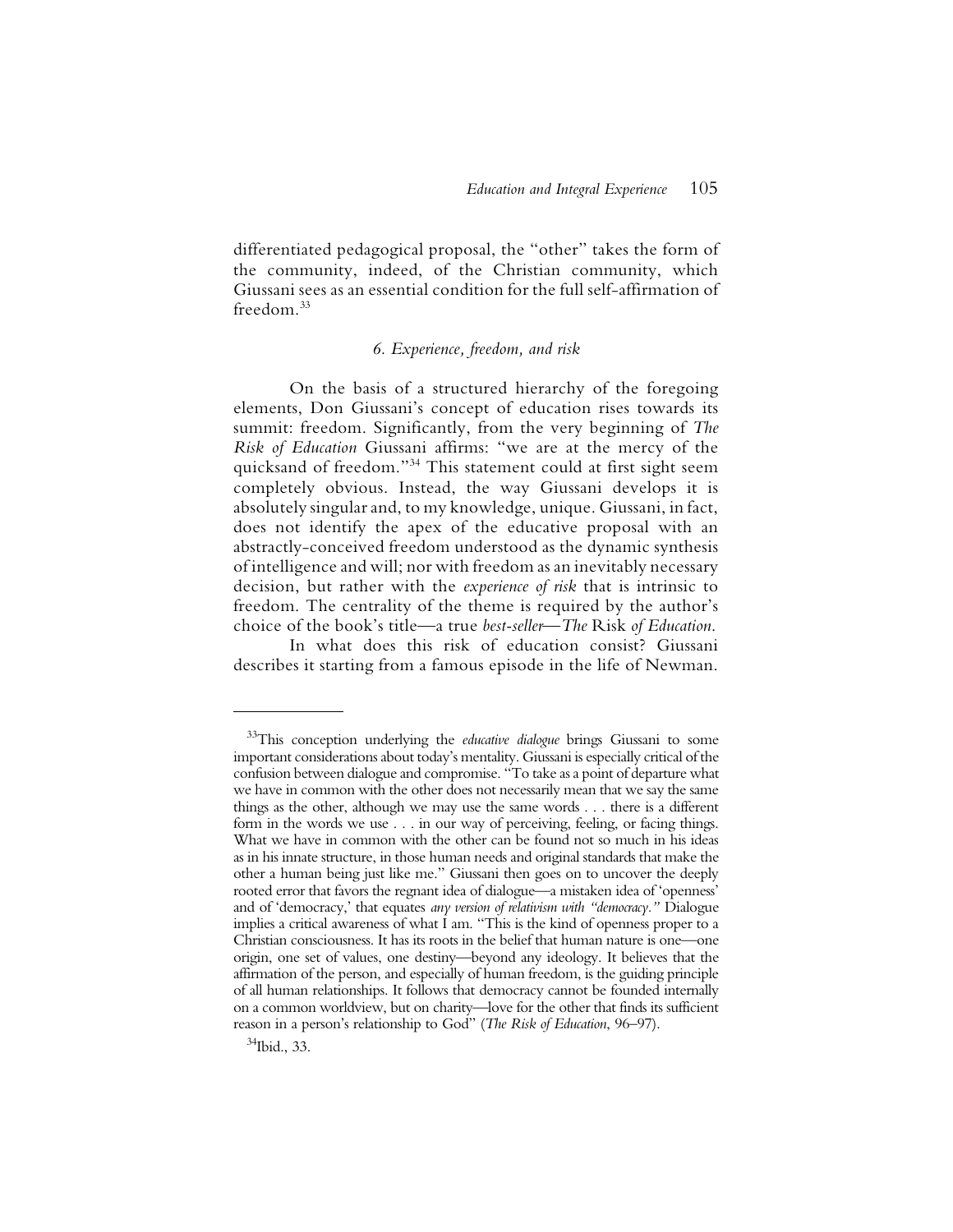differentiated pedagogical proposal, the "other" takes the form of the community, indeed, of the Christian community, which Giussani sees as an essential condition for the full self-affirmation of freedom.[33]

### *6. Experience, freedom, and risk*

On the basis of a structured hierarchy of the foregoing elements, Don Giussani's concept of education rises towards its summit: freedom. Significantly, from the very beginning of *The Risk of Education* Giussani affirms: "we are at the mercy of the quicksand of freedom."[34] This statement could at first sight seem completely obvious. Instead, the way Giussani develops it is absolutely singular and, to my knowledge, unique. Giussani, in fact, does not identify the apex of the educative proposal with an abstractly-conceived freedom understood as the dynamic synthesis of intelligence and will; nor with freedom as an inevitably necessary decision, but rather with the *experience of risk* that is intrinsic to freedom. The centrality of the theme is required by the author's choice of the book's title—a true *best-seller*—*The* Risk *of Education*.

In what does this risk of education consist? Giussani describes it starting from a famous episode in the life of Newman.

---

[33] This conception underlying the *educative dialogue* brings Giussani to some important considerations about today's mentality. Giussani is especially critical of the confusion between dialogue and compromise. "To take as a point of departure what we have in common with the other does not necessarily mean that we say the same things as the other, although we may use the same words . . . there is a different form in the words we use . . . in our way of perceiving, feeling, or facing things. What we have in common with the other can be found not so much in his ideas as in his innate structure, in those human needs and original standards that make the other a human being just like me." Giussani then goes on to uncover the deeply rooted error that favors the regnant idea of dialogue—a mistaken idea of 'openness' and of 'democracy,' that equates *any version of relativism with "democracy."* Dialogue implies a critical awareness of what I am. "This is the kind of openness proper to a Christian consciousness. It has its roots in the belief that human nature is one—one origin, one set of values, one destiny—beyond any ideology. It believes that the affirmation of the person, and especially of human freedom, is the guiding principle of all human relationships. It follows that democracy cannot be founded internally on a common worldview, but on charity—love for the other that finds its sufficient reason in a person's relationship to God" (*The Risk of Education*, 96–97).

[34] Ibid., 33.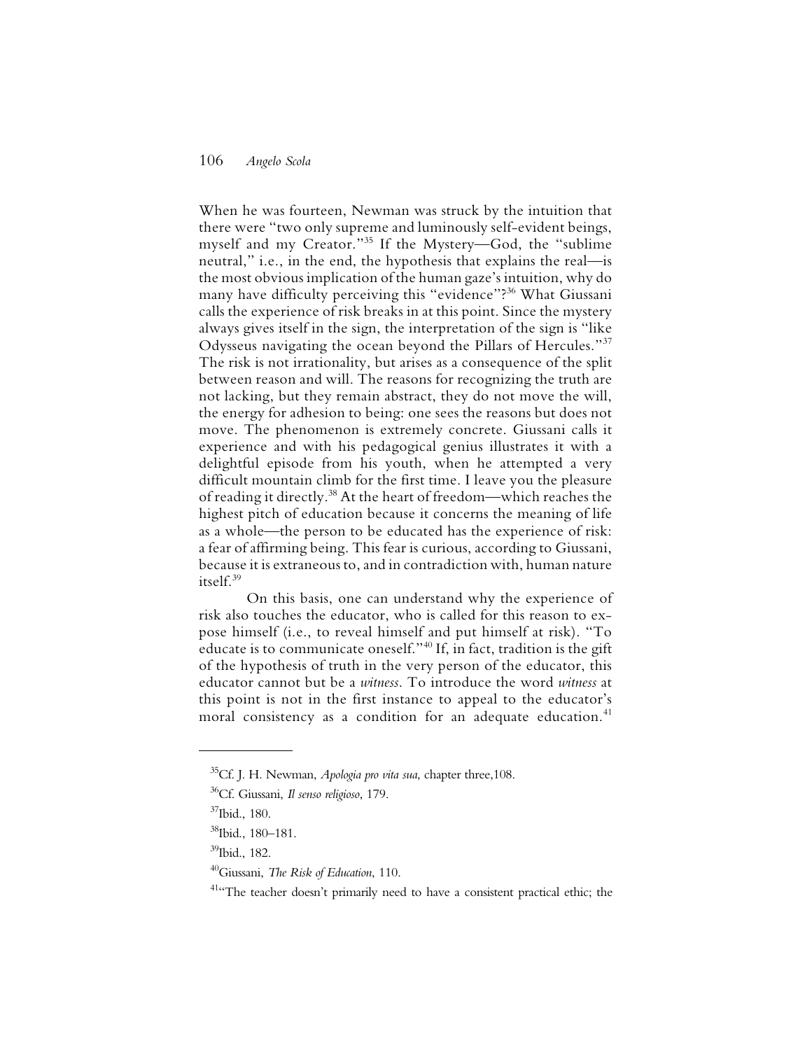When he was fourteen, Newman was struck by the intuition that there were "two only supreme and luminously self-evident beings, myself and my Creator."[35] If the Mystery—God, the "sublime neutral," i.e., in the end, the hypothesis that explains the real—is the most obvious implication of the human gaze's intuition, why do many have difficulty perceiving this "evidence"?[36] What Giussani calls the experience of risk breaks in at this point. Since the mystery always gives itself in the sign, the interpretation of the sign is "like Odysseus navigating the ocean beyond the Pillars of Hercules."[37] The risk is not irrationality, but arises as a consequence of the split between reason and will. The reasons for recognizing the truth are not lacking, but they remain abstract, they do not move the will, the energy for adhesion to being: one sees the reasons but does not move. The phenomenon is extremely concrete. Giussani calls it experience and with his pedagogical genius illustrates it with a delightful episode from his youth, when he attempted a very difficult mountain climb for the first time. I leave you the pleasure of reading it directly.[38] At the heart of freedom—which reaches the highest pitch of education because it concerns the meaning of life as a whole—the person to be educated has the experience of risk: a fear of affirming being. This fear is curious, according to Giussani, because it is extraneous to, and in contradiction with, human nature itself.[39]

On this basis, one can understand why the experience of risk also touches the educator, who is called for this reason to expose himself (i.e., to reveal himself and put himself at risk). "To educate is to communicate oneself."[40] If, in fact, tradition is the gift of the hypothesis of truth in the very person of the educator, this educator cannot but be a *witness*. To introduce the word *witness* at this point is not in the first instance to appeal to the educator's moral consistency as a condition for an adequate education.[41]

---

[35]Cf. J. H. Newman, *Apologia pro vita sua*, chapter three,108.

[36]Cf. Giussani, *Il senso religioso*, 179.

[37]Ibid., 180.

[38]Ibid., 180–181.

[39]Ibid., 182.

[40]Giussani, *The Risk of Education*, 110.

[41]"The teacher doesn't primarily need to have a consistent practical ethic; the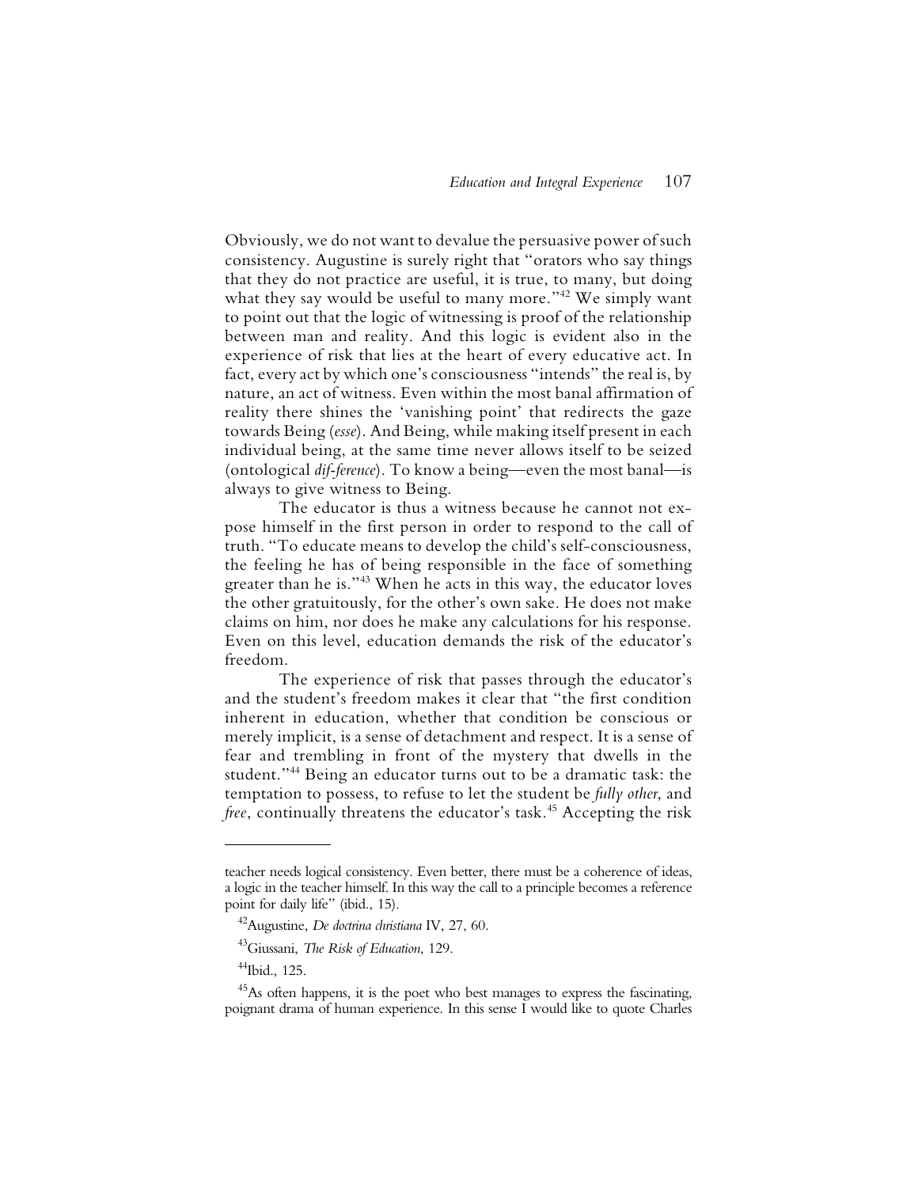Obviously, we do not want to devalue the persuasive power of such consistency. Augustine is surely right that "orators who say things that they do not practice are useful, it is true, to many, but doing what they say would be useful to many more."[42] We simply want to point out that the logic of witnessing is proof of the relationship between man and reality. And this logic is evident also in the experience of risk that lies at the heart of every educative act. In fact, every act by which one's consciousness "intends" the real is, by nature, an act of witness. Even within the most banal affirmation of reality there shines the 'vanishing point' that redirects the gaze towards Being (*esse*). And Being, while making itself present in each individual being, at the same time never allows itself to be seized (ontological *dif-ference*). To know a being—even the most banal—is always to give witness to Being.

The educator is thus a witness because he cannot not expose himself in the first person in order to respond to the call of truth. "To educate means to develop the child's self-consciousness, the feeling he has of being responsible in the face of something greater than he is."[43] When he acts in this way, the educator loves the other gratuitously, for the other's own sake. He does not make claims on him, nor does he make any calculations for his response. Even on this level, education demands the risk of the educator's freedom.

The experience of risk that passes through the educator's and the student's freedom makes it clear that "the first condition inherent in education, whether that condition be conscious or merely implicit, is a sense of detachment and respect. It is a sense of fear and trembling in front of the mystery that dwells in the student."[44] Being an educator turns out to be a dramatic task: the temptation to possess, to refuse to let the student be *fully other*, and *free*, continually threatens the educator's task.[45] Accepting the risk

---

teacher needs logical consistency. Even better, there must be a coherence of ideas, a logic in the teacher himself. In this way the call to a principle becomes a reference point for daily life" (ibid., 15).

[42]Augustine, *De doctrina christiana* IV, 27, 60.

[43]Giussani, *The Risk of Education*, 129.

[44]Ibid., 125.

[45]As often happens, it is the poet who best manages to express the fascinating, poignant drama of human experience. In this sense I would like to quote Charles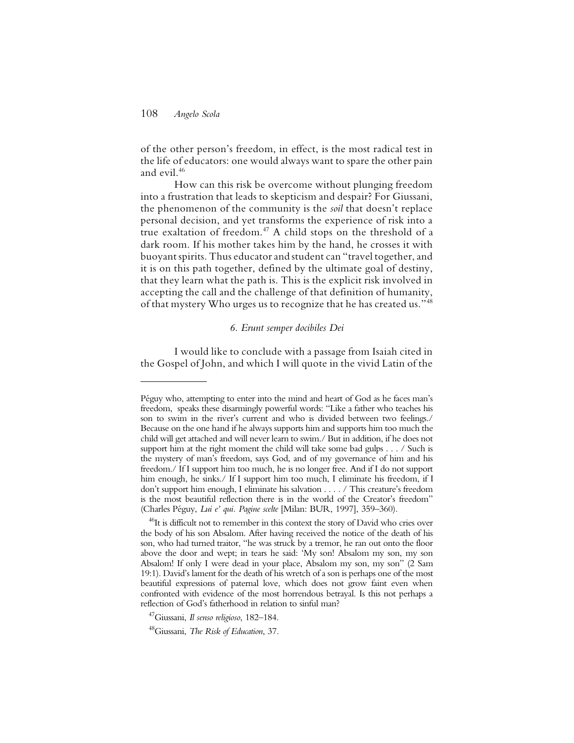of the other person's freedom, in effect, is the most radical test in the life of educators: one would always want to spare the other pain and evil.[46]

How can this risk be overcome without plunging freedom into a frustration that leads to skepticism and despair? For Giussani, the phenomenon of the community is the *soil* that doesn't replace personal decision, and yet transforms the experience of risk into a true exaltation of freedom.[47] A child stops on the threshold of a dark room. If his mother takes him by the hand, he crosses it with buoyant spirits. Thus educator and student can "travel together, and it is on this path together, defined by the ultimate goal of destiny, that they learn what the path is. This is the explicit risk involved in accepting the call and the challenge of that definition of humanity, of that mystery Who urges us to recognize that he has created us."[48]

### 6. *Erunt semper docibiles Dei*

I would like to conclude with a passage from Isaiah cited in the Gospel of John, and which I will quote in the vivid Latin of the

---

Péguy who, attempting to enter into the mind and heart of God as he faces man's freedom, speaks these disarmingly powerful words: "Like a father who teaches his son to swim in the river's current and who is divided between two feelings./ Because on the one hand if he always supports him and supports him too much the child will get attached and will never learn to swim./ But in addition, if he does not support him at the right moment the child will take some bad gulps . . . / Such is the mystery of man's freedom, says God, and of my governance of him and his freedom./ If I support him too much, he is no longer free. And if I do not support him enough, he sinks./ If I support him too much, I eliminate his freedom, if I don't support him enough, I eliminate his salvation . . . . / This creature's freedom is the most beautiful reflection there is in the world of the Creator's freedom" (Charles Péguy, *Lui e' qui. Pagine scelte* [Milan: BUR, 1997], 359–360).

[46]It is difficult not to remember in this context the story of David who cries over the body of his son Absalom. After having received the notice of the death of his son, who had turned traitor, "he was struck by a tremor, he ran out onto the floor above the door and wept; in tears he said: 'My son! Absalom my son, my son Absalom! If only I were dead in your place, Absalom my son, my son" (2 Sam 19:1). David's lament for the death of his wretch of a son is perhaps one of the most beautiful expressions of paternal love, which does not grow faint even when confronted with evidence of the most horrendous betrayal. Is this not perhaps a reflection of God's fatherhood in relation to sinful man?

[47]Giussani, *Il senso religioso*, 182–184.

[48]Giussani, *The Risk of Education*, 37.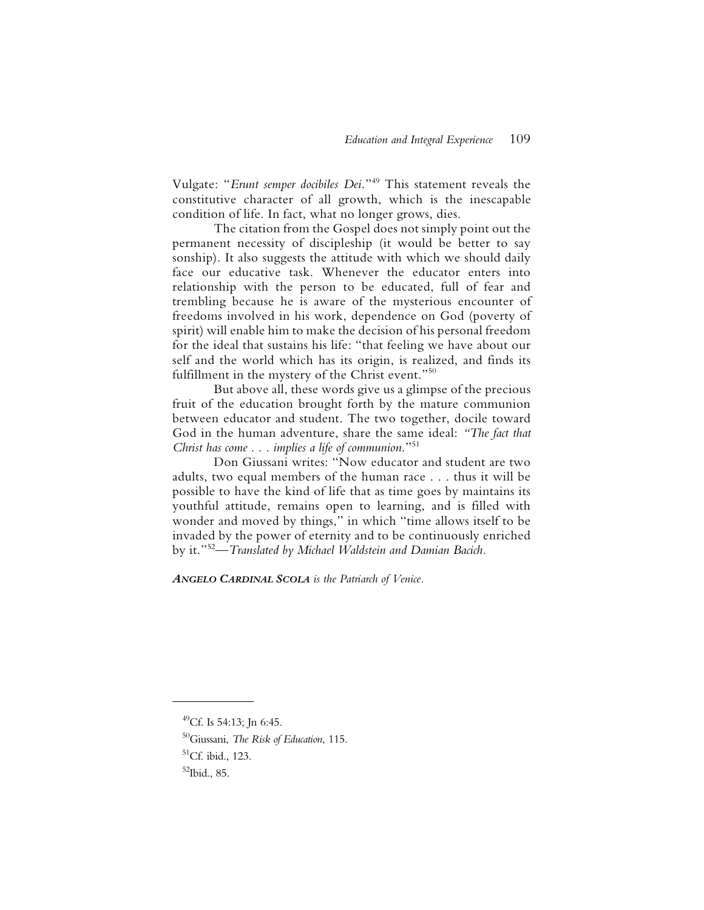Vulgate: "*Erunt semper docibiles Dei.*"[49] This statement reveals the constitutive character of all growth, which is the inescapable condition of life. In fact, what no longer grows, dies.

The citation from the Gospel does not simply point out the permanent necessity of discipleship (it would be better to say sonship). It also suggests the attitude with which we should daily face our educative task. Whenever the educator enters into relationship with the person to be educated, full of fear and trembling because he is aware of the mysterious encounter of freedoms involved in his work, dependence on God (poverty of spirit) will enable him to make the decision of his personal freedom for the ideal that sustains his life: "that feeling we have about our self and the world which has its origin, is realized, and finds its fulfillment in the mystery of the Christ event."[50]

But above all, these words give us a glimpse of the precious fruit of the education brought forth by the mature communion between educator and student. The two together, docile toward God in the human adventure, share the same ideal: *"The fact that Christ has come . . . implies a life of communion.*"[51]

Don Giussani writes: "Now educator and student are two adults, two equal members of the human race . . . thus it will be possible to have the kind of life that as time goes by maintains its youthful attitude, remains open to learning, and is filled with wonder and moved by things," in which "time allows itself to be invaded by the power of eternity and to be continuously enriched by it."[52]—*Translated by Michael Waldstein and Damian Bacich.*

***ANGELO CARDINAL SCOLA** is the Patriarch of Venice.*

---

[49] Cf. Is 54:13; Jn 6:45.

[50] Giussani, *The Risk of Education*, 115.

[51] Cf. ibid., 123.

[52] Ibid., 85.